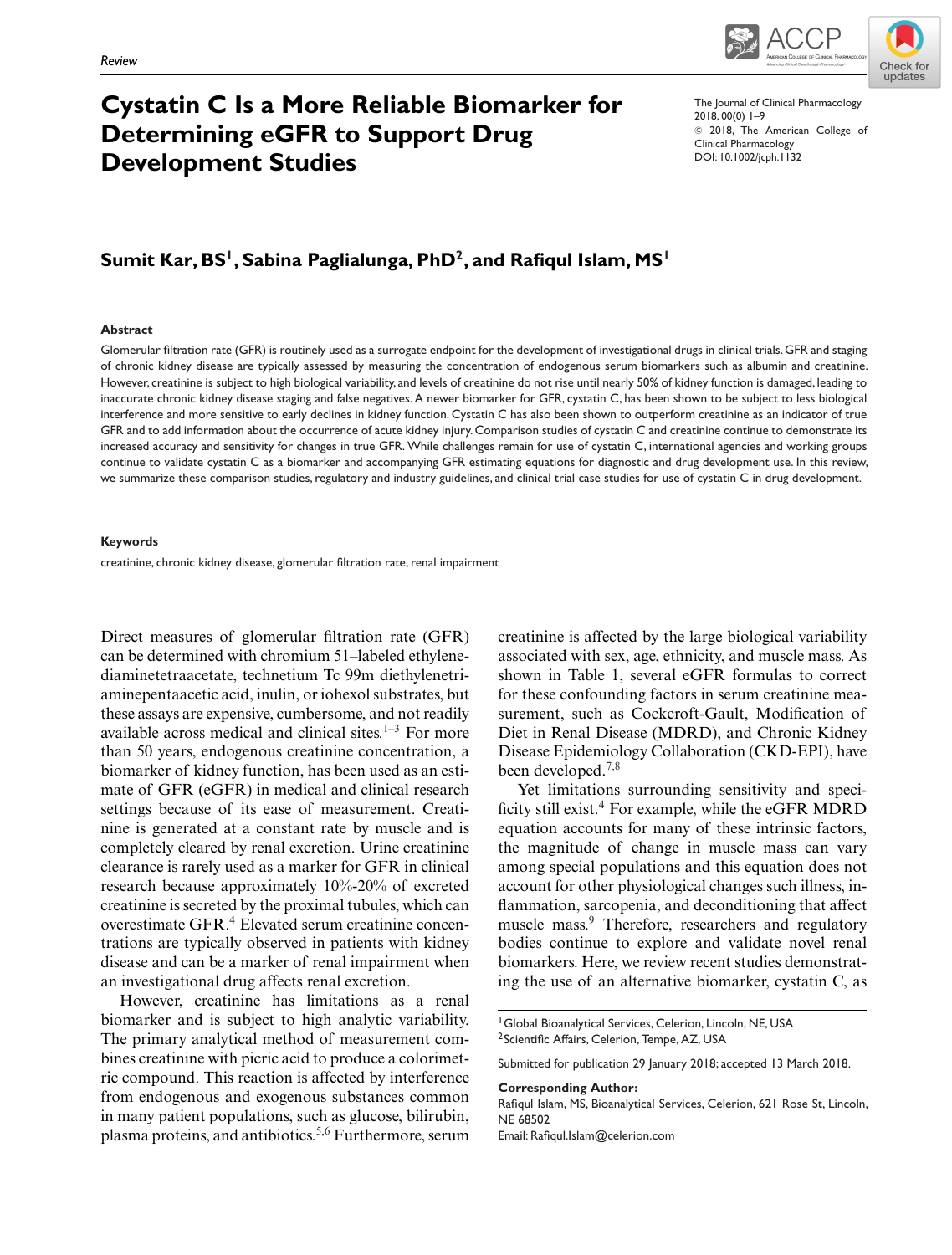*Review*

# Cystatin C Is a More Reliable Biomarker for Determining eGFR to Support Drug Development Studies

The Journal of Clinical Pharmacology
2018, 00(0) 1–9
© 2018, The American College of Clinical Pharmacology
DOI: 10.1002/jcph.1132

**Sumit Kar, BS[1], Sabina Paglialunga, PhD[2], and Rafiqul Islam, MS[1]**

### Abstract

Glomerular filtration rate (GFR) is routinely used as a surrogate endpoint for the development of investigational drugs in clinical trials. GFR and staging of chronic kidney disease are typically assessed by measuring the concentration of endogenous serum biomarkers such as albumin and creatinine. However, creatinine is subject to high biological variability, and levels of creatinine do not rise until nearly 50% of kidney function is damaged, leading to inaccurate chronic kidney disease staging and false negatives. A newer biomarker for GFR, cystatin C, has been shown to be subject to less biological interference and more sensitive to early declines in kidney function. Cystatin C has also been shown to outperform creatinine as an indicator of true GFR and to add information about the occurrence of acute kidney injury. Comparison studies of cystatin C and creatinine continue to demonstrate its increased accuracy and sensitivity for changes in true GFR. While challenges remain for use of cystatin C, international agencies and working groups continue to validate cystatin C as a biomarker and accompanying GFR estimating equations for diagnostic and drug development use. In this review, we summarize these comparison studies, regulatory and industry guidelines, and clinical trial case studies for use of cystatin C in drug development.

### Keywords

creatinine, chronic kidney disease, glomerular filtration rate, renal impairment

Direct measures of glomerular filtration rate (GFR) can be determined with chromium 51–labeled ethylenediaminetetraacetate, technetium Tc 99m diethylenetriaminepentaacetic acid, inulin, or iohexol substrates, but these assays are expensive, cumbersome, and not readily available across medical and clinical sites.[1–3] For more than 50 years, endogenous creatinine concentration, a biomarker of kidney function, has been used as an estimate of GFR (eGFR) in medical and clinical research settings because of its ease of measurement. Creatinine is generated at a constant rate by muscle and is completely cleared by renal excretion. Urine creatinine clearance is rarely used as a marker for GFR in clinical research because approximately 10%-20% of excreted creatinine is secreted by the proximal tubules, which can overestimate GFR.[4] Elevated serum creatinine concentrations are typically observed in patients with kidney disease and can be a marker of renal impairment when an investigational drug affects renal excretion.

However, creatinine has limitations as a renal biomarker and is subject to high analytic variability. The primary analytical method of measurement combines creatinine with picric acid to produce a colorimetric compound. This reaction is affected by interference from endogenous and exogenous substances common in many patient populations, such as glucose, bilirubin, plasma proteins, and antibiotics.[5,6] Furthermore, serum creatinine is affected by the large biological variability associated with sex, age, ethnicity, and muscle mass. As shown in Table 1, several eGFR formulas to correct for these confounding factors in serum creatinine measurement, such as Cockcroft-Gault, Modification of Diet in Renal Disease (MDRD), and Chronic Kidney Disease Epidemiology Collaboration (CKD-EPI), have been developed.[7,8]

Yet limitations surrounding sensitivity and specificity still exist.[4] For example, while the eGFR MDRD equation accounts for many of these intrinsic factors, the magnitude of change in muscle mass can vary among special populations and this equation does not account for other physiological changes such illness, inflammation, sarcopenia, and deconditioning that affect muscle mass.[9] Therefore, researchers and regulatory bodies continue to explore and validate novel renal biomarkers. Here, we review recent studies demonstrating the use of an alternative biomarker, cystatin C, as

[1]Global Bioanalytical Services, Celerion, Lincoln, NE, USA
[2]Scientific Affairs, Celerion, Tempe, AZ, USA

Submitted for publication 29 January 2018; accepted 13 March 2018.

**Corresponding Author:**
Rafiqul Islam, MS, Bioanalytical Services, Celerion, 621 Rose St, Lincoln, NE 68502
Email: Rafiqul.Islam@celerion.com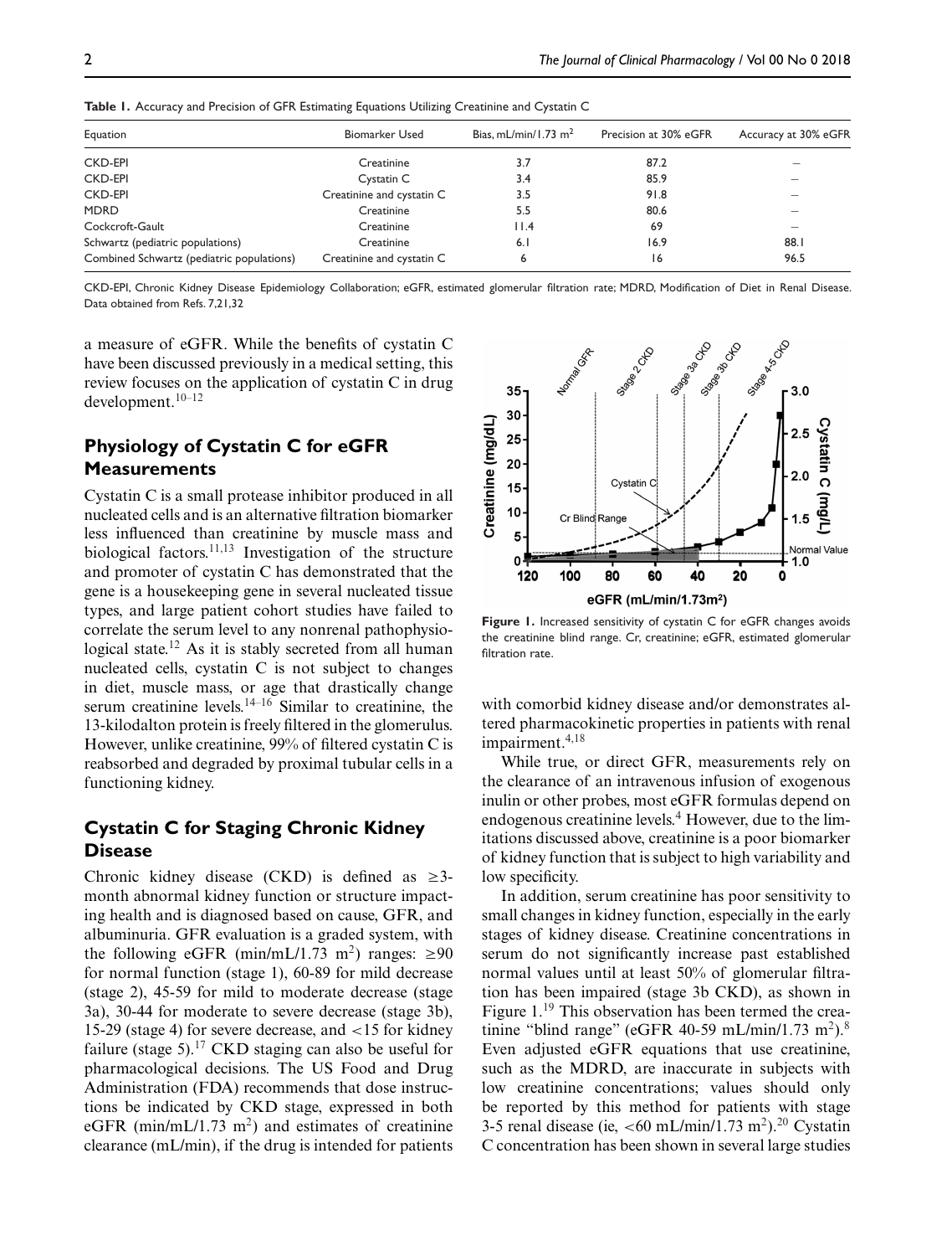**Table 1.** Accuracy and Precision of GFR Estimating Equations Utilizing Creatinine and Cystatin C

| Equation | Biomarker Used | Bias, mL/min/1.73 m$^2$ | Precision at 30% eGFR | Accuracy at 30% eGFR |
|---|---|---|---|---|
| CKD-EPI | Creatinine | 3.7 | 87.2 | – |
| CKD-EPI | Cystatin C | 3.4 | 85.9 | – |
| CKD-EPI | Creatinine and cystatin C | 3.5 | 91.8 | – |
| MDRD | Creatinine | 5.5 | 80.6 | – |
| Cockcroft-Gault | Creatinine | 11.4 | 69 | – |
| Schwartz (pediatric populations) | Creatinine | 6.1 | 16.9 | 88.1 |
| Combined Schwartz (pediatric populations) | Creatinine and cystatin C | 6 | 16 | 96.5 |

CKD-EPI, Chronic Kidney Disease Epidemiology Collaboration; eGFR, estimated glomerular filtration rate; MDRD, Modification of Diet in Renal Disease. Data obtained from Refs. 7,21,32

a measure of eGFR. While the benefits of cystatin C have been discussed previously in a medical setting, this review focuses on the application of cystatin C in drug development.[10–12]

## Physiology of Cystatin C for eGFR Measurements

Cystatin C is a small protease inhibitor produced in all nucleated cells and is an alternative filtration biomarker less influenced than creatinine by muscle mass and biological factors.[11,13] Investigation of the structure and promoter of cystatin C has demonstrated that the gene is a housekeeping gene in several nucleated tissue types, and large patient cohort studies have failed to correlate the serum level to any nonrenal pathophysiological state.[12] As it is stably secreted from all human nucleated cells, cystatin C is not subject to changes in diet, muscle mass, or age that drastically change serum creatinine levels.[14–16] Similar to creatinine, the 13-kilodalton protein is freely filtered in the glomerulus. However, unlike creatinine, 99% of filtered cystatin C is reabsorbed and degraded by proximal tubular cells in a functioning kidney.

## Cystatin C for Staging Chronic Kidney Disease

Chronic kidney disease (CKD) is defined as ≥3-month abnormal kidney function or structure impacting health and is diagnosed based on cause, GFR, and albuminuria. GFR evaluation is a graded system, with the following eGFR (min/mL/1.73 m$^2$) ranges: ≥90 for normal function (stage 1), 60-89 for mild decrease (stage 2), 45-59 for mild to moderate decrease (stage 3a), 30-44 for moderate to severe decrease (stage 3b), 15-29 (stage 4) for severe decrease, and <15 for kidney failure (stage 5).[17] CKD staging can also be useful for pharmacological decisions. The US Food and Drug Administration (FDA) recommends that dose instructions be indicated by CKD stage, expressed in both eGFR (min/mL/1.73 m$^2$) and estimates of creatinine clearance (mL/min), if the drug is intended for patients with comorbid kidney disease and/or demonstrates altered pharmacokinetic properties in patients with renal impairment.[4,18]

**Figure 1.** Increased sensitivity of cystatin C for eGFR changes avoids the creatinine blind range. Cr, creatinine; eGFR, estimated glomerular filtration rate.

While true, or direct GFR, measurements rely on the clearance of an intravenous infusion of exogenous inulin or other probes, most eGFR formulas depend on endogenous creatinine levels.[4] However, due to the limitations discussed above, creatinine is a poor biomarker of kidney function that is subject to high variability and low specificity.

In addition, serum creatinine has poor sensitivity to small changes in kidney function, especially in the early stages of kidney disease. Creatinine concentrations in serum do not significantly increase past established normal values until at least 50% of glomerular filtration has been impaired (stage 3b CKD), as shown in Figure 1.[19] This observation has been termed the creatinine "blind range" (eGFR 40-59 mL/min/1.73 m$^2$).[8] Even adjusted eGFR equations that use creatinine, such as the MDRD, are inaccurate in subjects with low creatinine concentrations; values should only be reported by this method for patients with stage 3-5 renal disease (ie, <60 mL/min/1.73 m$^2$).[20] Cystatin C concentration has been shown in several large studies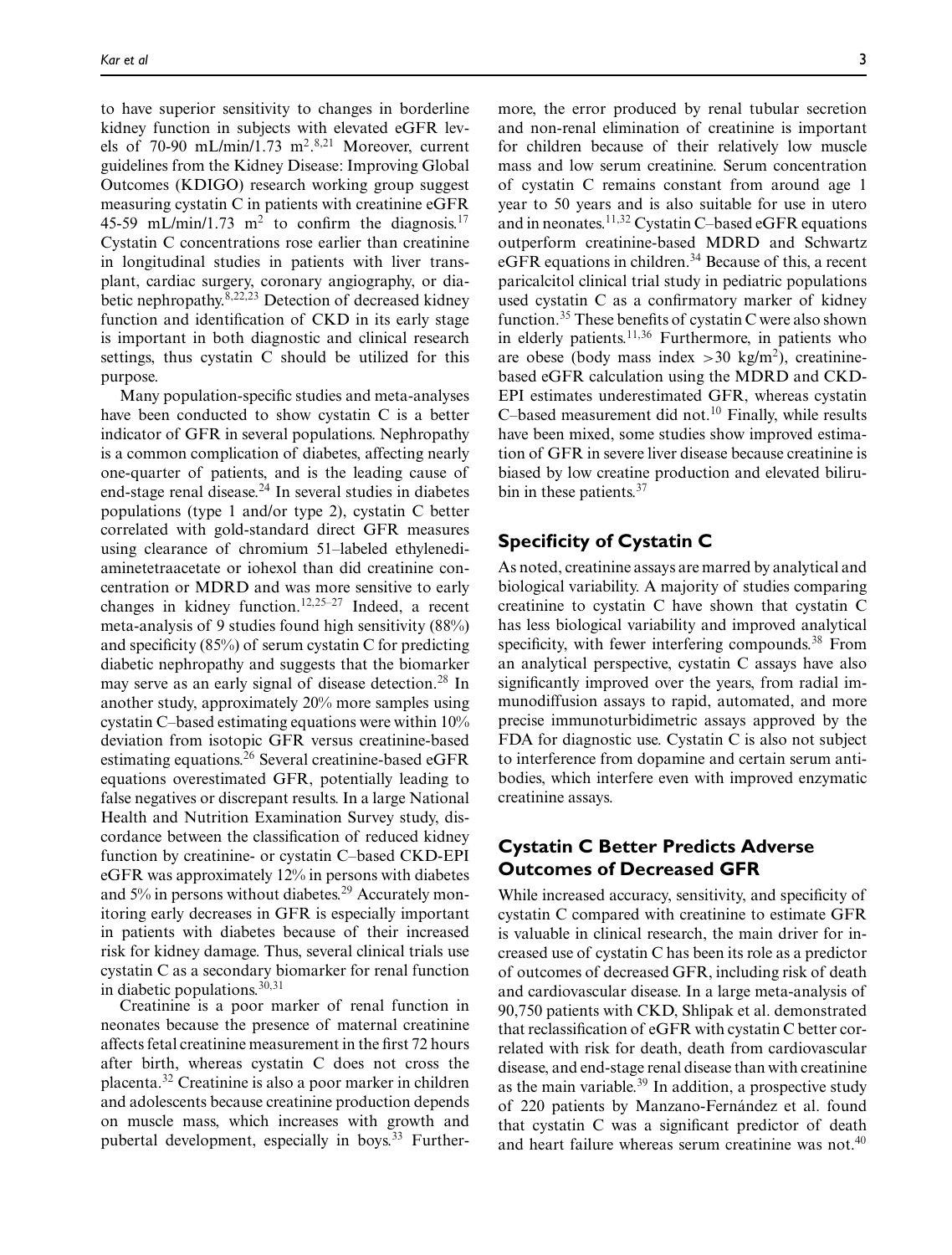to have superior sensitivity to changes in borderline kidney function in subjects with elevated eGFR levels of 70-90 mL/min/1.73 $m^2$.[8,21] Moreover, current guidelines from the Kidney Disease: Improving Global Outcomes (KDIGO) research working group suggest measuring cystatin C in patients with creatinine eGFR 45-59 mL/min/1.73 $m^2$ to confirm the diagnosis.[17] Cystatin C concentrations rose earlier than creatinine in longitudinal studies in patients with liver transplant, cardiac surgery, coronary angiography, or diabetic nephropathy.[8,22,23] Detection of decreased kidney function and identification of CKD in its early stage is important in both diagnostic and clinical research settings, thus cystatin C should be utilized for this purpose.

Many population-specific studies and meta-analyses have been conducted to show cystatin C is a better indicator of GFR in several populations. Nephropathy is a common complication of diabetes, affecting nearly one-quarter of patients, and is the leading cause of end-stage renal disease.[24] In several studies in diabetes populations (type 1 and/or type 2), cystatin C better correlated with gold-standard direct GFR measures using clearance of chromium 51–labeled ethylenediaminetetraacetate or iohexol than did creatinine concentration or MDRD and was more sensitive to early changes in kidney function.[12,25–27] Indeed, a recent meta-analysis of 9 studies found high sensitivity (88%) and specificity (85%) of serum cystatin C for predicting diabetic nephropathy and suggests that the biomarker may serve as an early signal of disease detection.[28] In another study, approximately 20% more samples using cystatin C–based estimating equations were within 10% deviation from isotopic GFR versus creatinine-based estimating equations.[26] Several creatinine-based eGFR equations overestimated GFR, potentially leading to false negatives or discrepant results. In a large National Health and Nutrition Examination Survey study, discordance between the classification of reduced kidney function by creatinine- or cystatin C–based CKD-EPI eGFR was approximately 12% in persons with diabetes and 5% in persons without diabetes.[29] Accurately monitoring early decreases in GFR is especially important in patients with diabetes because of their increased risk for kidney damage. Thus, several clinical trials use cystatin C as a secondary biomarker for renal function in diabetic populations.[30,31]

Creatinine is a poor marker of renal function in neonates because the presence of maternal creatinine affects fetal creatinine measurement in the first 72 hours after birth, whereas cystatin C does not cross the placenta.[32] Creatinine is also a poor marker in children and adolescents because creatinine production depends on muscle mass, which increases with growth and pubertal development, especially in boys.[33] Furthermore, the error produced by renal tubular secretion and non-renal elimination of creatinine is important for children because of their relatively low muscle mass and low serum creatinine. Serum concentration of cystatin C remains constant from around age 1 year to 50 years and is also suitable for use in utero and in neonates.[11,32] Cystatin C–based eGFR equations outperform creatinine-based MDRD and Schwartz eGFR equations in children.[34] Because of this, a recent paricalcitol clinical trial study in pediatric populations used cystatin C as a confirmatory marker of kidney function.[35] These benefits of cystatin C were also shown in elderly patients.[11,36] Furthermore, in patients who are obese (body mass index >30 kg/$m^2$), creatinine-based eGFR calculation using the MDRD and CKD-EPI estimates underestimated GFR, whereas cystatin C–based measurement did not.[10] Finally, while results have been mixed, some studies show improved estimation of GFR in severe liver disease because creatinine is biased by low creatine production and elevated bilirubin in these patients.[37]

## Specificity of Cystatin C

As noted, creatinine assays are marred by analytical and biological variability. A majority of studies comparing creatinine to cystatin C have shown that cystatin C has less biological variability and improved analytical specificity, with fewer interfering compounds.[38] From an analytical perspective, cystatin C assays have also significantly improved over the years, from radial immunodiffusion assays to rapid, automated, and more precise immunoturbidimetric assays approved by the FDA for diagnostic use. Cystatin C is also not subject to interference from dopamine and certain serum antibodies, which interfere even with improved enzymatic creatinine assays.

## Cystatin C Better Predicts Adverse Outcomes of Decreased GFR

While increased accuracy, sensitivity, and specificity of cystatin C compared with creatinine to estimate GFR is valuable in clinical research, the main driver for increased use of cystatin C has been its role as a predictor of outcomes of decreased GFR, including risk of death and cardiovascular disease. In a large meta-analysis of 90,750 patients with CKD, Shlipak et al. demonstrated that reclassification of eGFR with cystatin C better correlated with risk for death, death from cardiovascular disease, and end-stage renal disease than with creatinine as the main variable.[39] In addition, a prospective study of 220 patients by Manzano-Fernández et al. found that cystatin C was a significant predictor of death and heart failure whereas serum creatinine was not.[40]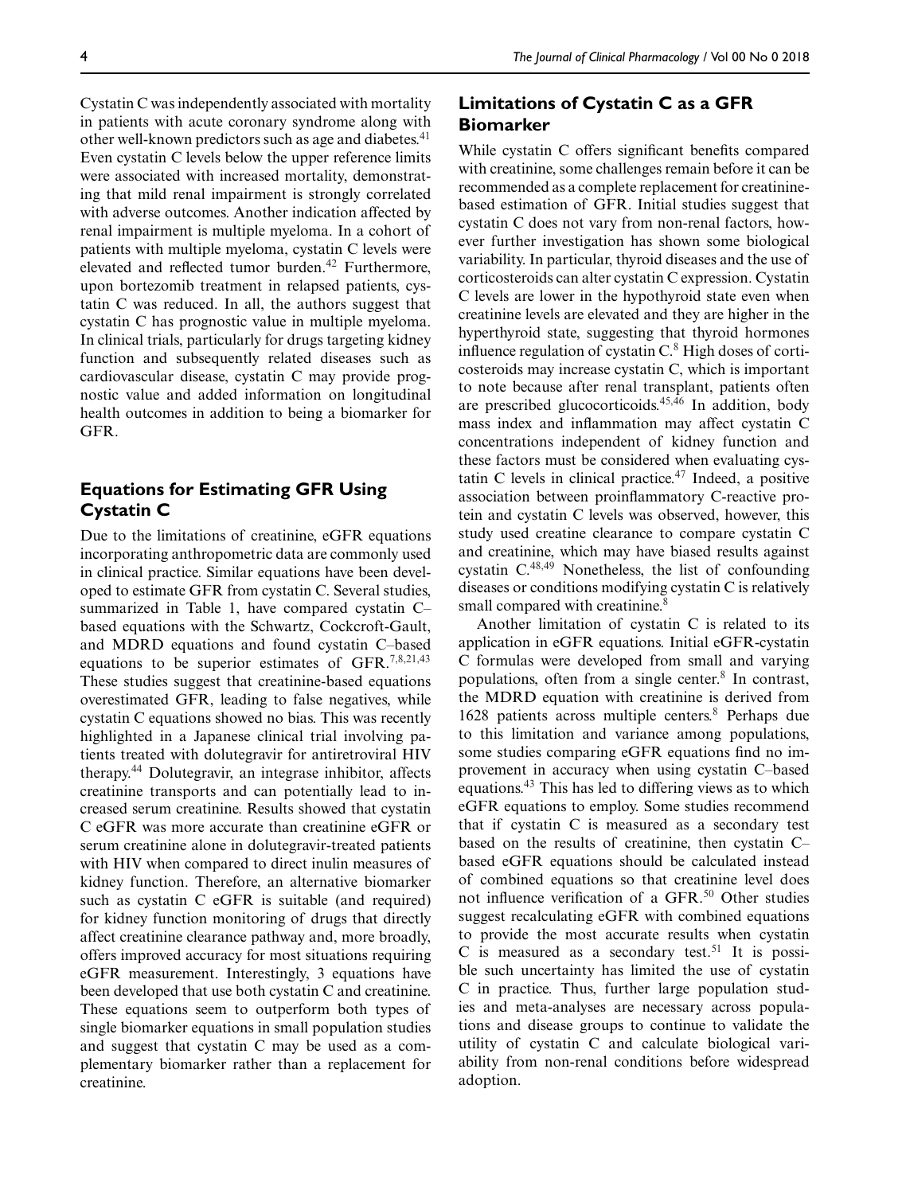Cystatin C was independently associated with mortality in patients with acute coronary syndrome along with other well-known predictors such as age and diabetes.[41] Even cystatin C levels below the upper reference limits were associated with increased mortality, demonstrating that mild renal impairment is strongly correlated with adverse outcomes. Another indication affected by renal impairment is multiple myeloma. In a cohort of patients with multiple myeloma, cystatin C levels were elevated and reflected tumor burden.[42] Furthermore, upon bortezomib treatment in relapsed patients, cystatin C was reduced. In all, the authors suggest that cystatin C has prognostic value in multiple myeloma. In clinical trials, particularly for drugs targeting kidney function and subsequently related diseases such as cardiovascular disease, cystatin C may provide prognostic value and added information on longitudinal health outcomes in addition to being a biomarker for GFR.

## Equations for Estimating GFR Using Cystatin C

Due to the limitations of creatinine, eGFR equations incorporating anthropometric data are commonly used in clinical practice. Similar equations have been developed to estimate GFR from cystatin C. Several studies, summarized in Table 1, have compared cystatin C–based equations with the Schwartz, Cockcroft-Gault, and MDRD equations and found cystatin C–based equations to be superior estimates of GFR.[7,8,21,43] These studies suggest that creatinine-based equations overestimated GFR, leading to false negatives, while cystatin C equations showed no bias. This was recently highlighted in a Japanese clinical trial involving patients treated with dolutegravir for antiretroviral HIV therapy.[44] Dolutegravir, an integrase inhibitor, affects creatinine transports and can potentially lead to increased serum creatinine. Results showed that cystatin C eGFR was more accurate than creatinine eGFR or serum creatinine alone in dolutegravir-treated patients with HIV when compared to direct inulin measures of kidney function. Therefore, an alternative biomarker such as cystatin C eGFR is suitable (and required) for kidney function monitoring of drugs that directly affect creatinine clearance pathway and, more broadly, offers improved accuracy for most situations requiring eGFR measurement. Interestingly, 3 equations have been developed that use both cystatin C and creatinine. These equations seem to outperform both types of single biomarker equations in small population studies and suggest that cystatin C may be used as a complementary biomarker rather than a replacement for creatinine.

## Limitations of Cystatin C as a GFR Biomarker

While cystatin C offers significant benefits compared with creatinine, some challenges remain before it can be recommended as a complete replacement for creatinine-based estimation of GFR. Initial studies suggest that cystatin C does not vary from non-renal factors, however further investigation has shown some biological variability. In particular, thyroid diseases and the use of corticosteroids can alter cystatin C expression. Cystatin C levels are lower in the hypothyroid state even when creatinine levels are elevated and they are higher in the hyperthyroid state, suggesting that thyroid hormones influence regulation of cystatin C.[8] High doses of corticosteroids may increase cystatin C, which is important to note because after renal transplant, patients often are prescribed glucocorticoids.[45,46] In addition, body mass index and inflammation may affect cystatin C concentrations independent of kidney function and these factors must be considered when evaluating cystatin C levels in clinical practice.[47] Indeed, a positive association between proinflammatory C-reactive protein and cystatin C levels was observed, however, this study used creatine clearance to compare cystatin C and creatinine, which may have biased results against cystatin C.[48,49] Nonetheless, the list of confounding diseases or conditions modifying cystatin C is relatively small compared with creatinine.[8]

Another limitation of cystatin C is related to its application in eGFR equations. Initial eGFR-cystatin C formulas were developed from small and varying populations, often from a single center.[8] In contrast, the MDRD equation with creatinine is derived from 1628 patients across multiple centers.[8] Perhaps due to this limitation and variance among populations, some studies comparing eGFR equations find no improvement in accuracy when using cystatin C–based equations.[43] This has led to differing views as to which eGFR equations to employ. Some studies recommend that if cystatin C is measured as a secondary test based on the results of creatinine, then cystatin C–based eGFR equations should be calculated instead of combined equations so that creatinine level does not influence verification of a GFR.[50] Other studies suggest recalculating eGFR with combined equations to provide the most accurate results when cystatin C is measured as a secondary test.[51] It is possible such uncertainty has limited the use of cystatin C in practice. Thus, further large population studies and meta-analyses are necessary across populations and disease groups to continue to validate the utility of cystatin C and calculate biological variability from non-renal conditions before widespread adoption.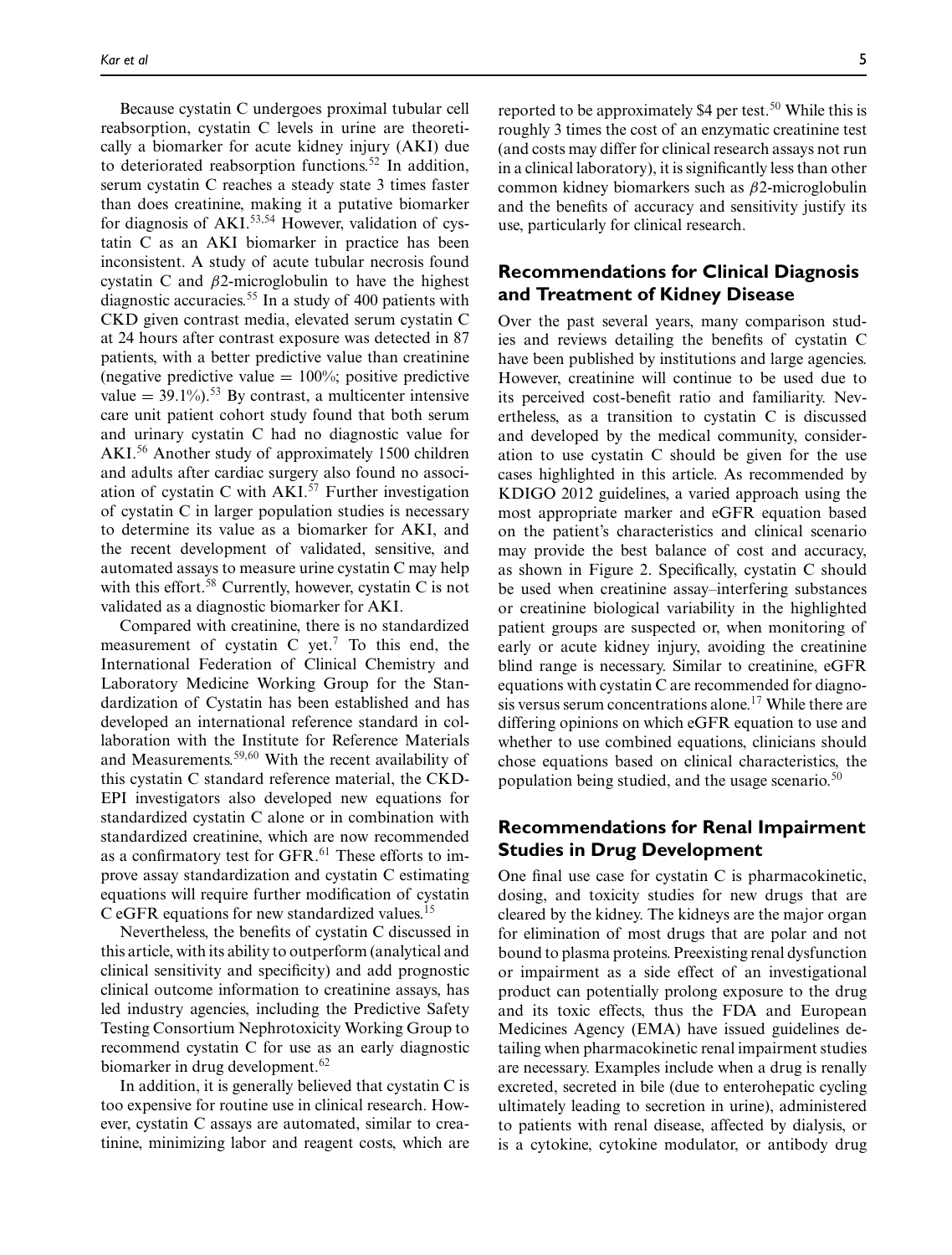Because cystatin C undergoes proximal tubular cell reabsorption, cystatin C levels in urine are theoretically a biomarker for acute kidney injury (AKI) due to deteriorated reabsorption functions.[52] In addition, serum cystatin C reaches a steady state 3 times faster than does creatinine, making it a putative biomarker for diagnosis of AKI.[53,54] However, validation of cystatin C as an AKI biomarker in practice has been inconsistent. A study of acute tubular necrosis found cystatin C and $\beta$2-microglobulin to have the highest diagnostic accuracies.[55] In a study of 400 patients with CKD given contrast media, elevated serum cystatin C at 24 hours after contrast exposure was detected in 87 patients, with a better predictive value than creatinine (negative predictive value = 100%; positive predictive value = 39.1%).[53] By contrast, a multicenter intensive care unit patient cohort study found that both serum and urinary cystatin C had no diagnostic value for AKI.[56] Another study of approximately 1500 children and adults after cardiac surgery also found no association of cystatin C with AKI.[57] Further investigation of cystatin C in larger population studies is necessary to determine its value as a biomarker for AKI, and the recent development of validated, sensitive, and automated assays to measure urine cystatin C may help with this effort.[58] Currently, however, cystatin C is not validated as a diagnostic biomarker for AKI.

Compared with creatinine, there is no standardized measurement of cystatin C yet.[7] To this end, the International Federation of Clinical Chemistry and Laboratory Medicine Working Group for the Standardization of Cystatin has been established and has developed an international reference standard in collaboration with the Institute for Reference Materials and Measurements.[59,60] With the recent availability of this cystatin C standard reference material, the CKD-EPI investigators also developed new equations for standardized cystatin C alone or in combination with standardized creatinine, which are now recommended as a confirmatory test for GFR.[61] These efforts to improve assay standardization and cystatin C estimating equations will require further modification of cystatin C eGFR equations for new standardized values.[15]

Nevertheless, the benefits of cystatin C discussed in this article, with its ability to outperform (analytical and clinical sensitivity and specificity) and add prognostic clinical outcome information to creatinine assays, has led industry agencies, including the Predictive Safety Testing Consortium Nephrotoxicity Working Group to recommend cystatin C for use as an early diagnostic biomarker in drug development.[62]

In addition, it is generally believed that cystatin C is too expensive for routine use in clinical research. However, cystatin C assays are automated, similar to creatinine, minimizing labor and reagent costs, which are reported to be approximately $4 per test.[50] While this is roughly 3 times the cost of an enzymatic creatinine test (and costs may differ for clinical research assays not run in a clinical laboratory), it is significantly less than other common kidney biomarkers such as $\beta$2-microglobulin and the benefits of accuracy and sensitivity justify its use, particularly for clinical research.

## Recommendations for Clinical Diagnosis and Treatment of Kidney Disease

Over the past several years, many comparison studies and reviews detailing the benefits of cystatin C have been published by institutions and large agencies. However, creatinine will continue to be used due to its perceived cost-benefit ratio and familiarity. Nevertheless, as a transition to cystatin C is discussed and developed by the medical community, consideration to use cystatin C should be given for the use cases highlighted in this article. As recommended by KDIGO 2012 guidelines, a varied approach using the most appropriate marker and eGFR equation based on the patient's characteristics and clinical scenario may provide the best balance of cost and accuracy, as shown in Figure 2. Specifically, cystatin C should be used when creatinine assay–interfering substances or creatinine biological variability in the highlighted patient groups are suspected or, when monitoring of early or acute kidney injury, avoiding the creatinine blind range is necessary. Similar to creatinine, eGFR equations with cystatin C are recommended for diagnosis versus serum concentrations alone.[17] While there are differing opinions on which eGFR equation to use and whether to use combined equations, clinicians should chose equations based on clinical characteristics, the population being studied, and the usage scenario.[50]

## Recommendations for Renal Impairment Studies in Drug Development

One final use case for cystatin C is pharmacokinetic, dosing, and toxicity studies for new drugs that are cleared by the kidney. The kidneys are the major organ for elimination of most drugs that are polar and not bound to plasma proteins. Preexisting renal dysfunction or impairment as a side effect of an investigational product can potentially prolong exposure to the drug and its toxic effects, thus the FDA and European Medicines Agency (EMA) have issued guidelines detailing when pharmacokinetic renal impairment studies are necessary. Examples include when a drug is renally excreted, secreted in bile (due to enterohepatic cycling ultimately leading to secretion in urine), administered to patients with renal disease, affected by dialysis, or is a cytokine, cytokine modulator, or antibody drug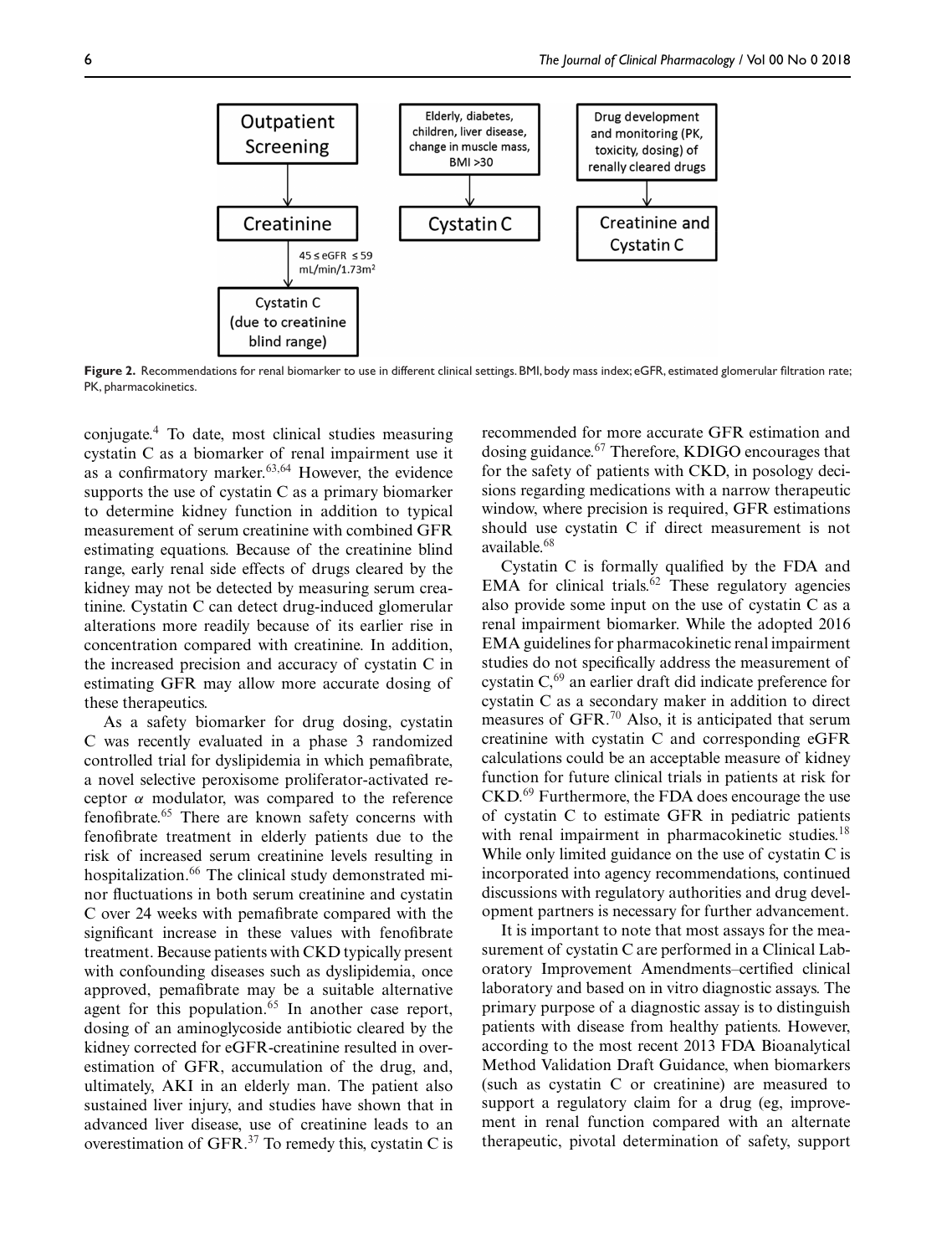Outpatient Screening → Creatinine → ($45 \leq eGFR \leq 59$ mL/min/1.73m$^2$) → Cystatin C (due to creatinine blind range)

Elderly, diabetes, children, liver disease, change in muscle mass, BMI >30 → Cystatin C

Drug development and monitoring (PK, toxicity, dosing) of renally cleared drugs → Creatinine and Cystatin C

**Figure 2.** Recommendations for renal biomarker to use in different clinical settings. BMI, body mass index; eGFR, estimated glomerular filtration rate; PK, pharmacokinetics.

conjugate.[4] To date, most clinical studies measuring cystatin C as a biomarker of renal impairment use it as a confirmatory marker.[63,64] However, the evidence supports the use of cystatin C as a primary biomarker to determine kidney function in addition to typical measurement of serum creatinine with combined GFR estimating equations. Because of the creatinine blind range, early renal side effects of drugs cleared by the kidney may not be detected by measuring serum creatinine. Cystatin C can detect drug-induced glomerular alterations more readily because of its earlier rise in concentration compared with creatinine. In addition, the increased precision and accuracy of cystatin C in estimating GFR may allow more accurate dosing of these therapeutics.

As a safety biomarker for drug dosing, cystatin C was recently evaluated in a phase 3 randomized controlled trial for dyslipidemia in which pemafibrate, a novel selective peroxisome proliferator-activated receptor $\alpha$ modulator, was compared to the reference fenofibrate.[65] There are known safety concerns with fenofibrate treatment in elderly patients due to the risk of increased serum creatinine levels resulting in hospitalization.[66] The clinical study demonstrated minor fluctuations in both serum creatinine and cystatin C over 24 weeks with pemafibrate compared with the significant increase in these values with fenofibrate treatment. Because patients with CKD typically present with confounding diseases such as dyslipidemia, once approved, pemafibrate may be a suitable alternative agent for this population.[65] In another case report, dosing of an aminoglycoside antibiotic cleared by the kidney corrected for eGFR-creatinine resulted in overestimation of GFR, accumulation of the drug, and, ultimately, AKI in an elderly man. The patient also sustained liver injury, and studies have shown that in advanced liver disease, use of creatinine leads to an overestimation of GFR.[37] To remedy this, cystatin C is recommended for more accurate GFR estimation and dosing guidance.[67] Therefore, KDIGO encourages that for the safety of patients with CKD, in posology decisions regarding medications with a narrow therapeutic window, where precision is required, GFR estimations should use cystatin C if direct measurement is not available.[68]

Cystatin C is formally qualified by the FDA and EMA for clinical trials.[62] These regulatory agencies also provide some input on the use of cystatin C as a renal impairment biomarker. While the adopted 2016 EMA guidelines for pharmacokinetic renal impairment studies do not specifically address the measurement of cystatin C,[69] an earlier draft did indicate preference for cystatin C as a secondary maker in addition to direct measures of GFR.[70] Also, it is anticipated that serum creatinine with cystatin C and corresponding eGFR calculations could be an acceptable measure of kidney function for future clinical trials in patients at risk for CKD.[69] Furthermore, the FDA does encourage the use of cystatin C to estimate GFR in pediatric patients with renal impairment in pharmacokinetic studies.[18] While only limited guidance on the use of cystatin C is incorporated into agency recommendations, continued discussions with regulatory authorities and drug development partners is necessary for further advancement.

It is important to note that most assays for the measurement of cystatin C are performed in a Clinical Laboratory Improvement Amendments–certified clinical laboratory and based on in vitro diagnostic assays. The primary purpose of a diagnostic assay is to distinguish patients with disease from healthy patients. However, according to the most recent 2013 FDA Bioanalytical Method Validation Draft Guidance, when biomarkers (such as cystatin C or creatinine) are measured to support a regulatory claim for a drug (eg, improvement in renal function compared with an alternate therapeutic, pivotal determination of safety, support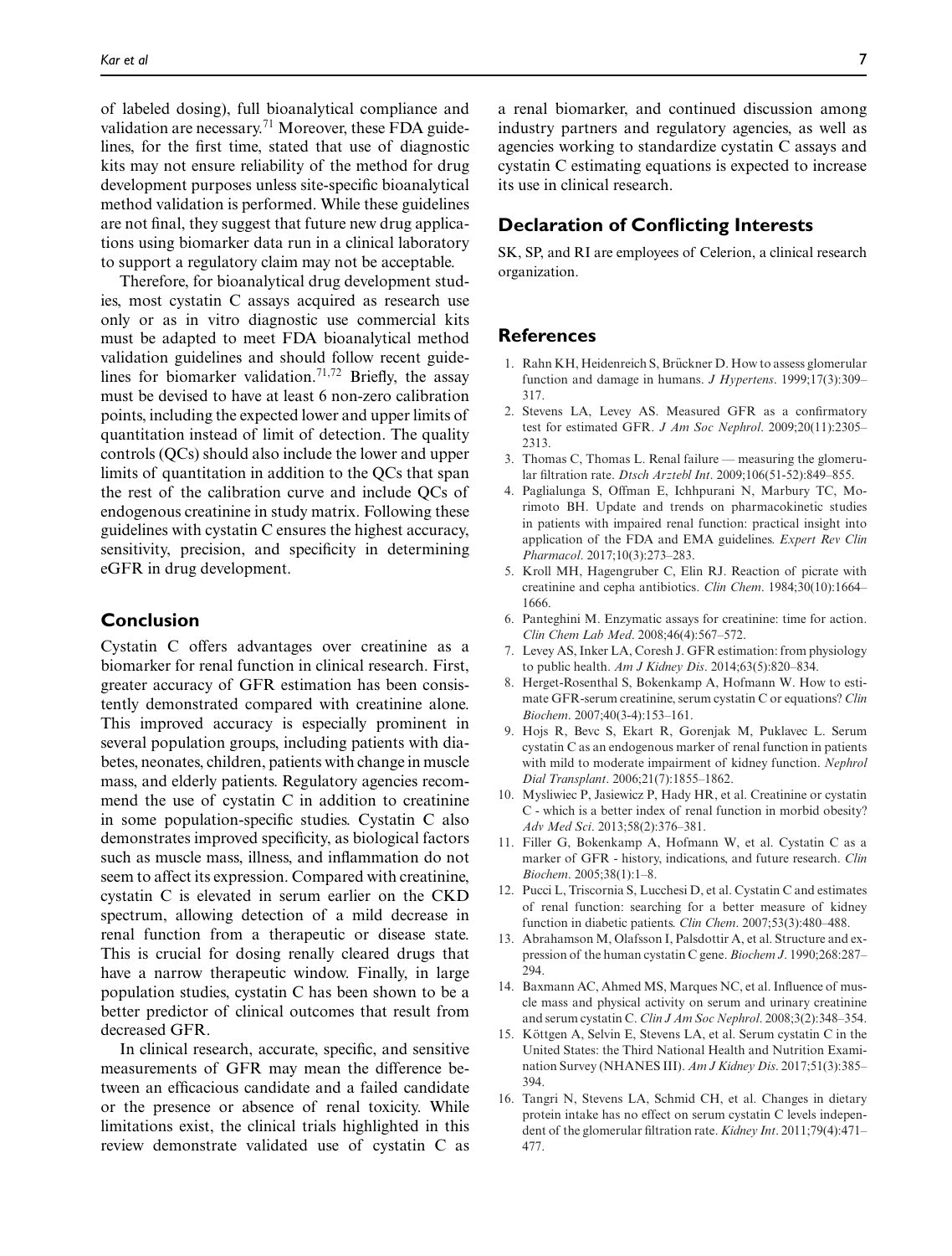of labeled dosing), full bioanalytical compliance and validation are necessary.[71] Moreover, these FDA guidelines, for the first time, stated that use of diagnostic kits may not ensure reliability of the method for drug development purposes unless site-specific bioanalytical method validation is performed. While these guidelines are not final, they suggest that future new drug applications using biomarker data run in a clinical laboratory to support a regulatory claim may not be acceptable.

Therefore, for bioanalytical drug development studies, most cystatin C assays acquired as research use only or as in vitro diagnostic use commercial kits must be adapted to meet FDA bioanalytical method validation guidelines and should follow recent guidelines for biomarker validation.[71,72] Briefly, the assay must be devised to have at least 6 non-zero calibration points, including the expected lower and upper limits of quantitation instead of limit of detection. The quality controls (QCs) should also include the lower and upper limits of quantitation in addition to the QCs that span the rest of the calibration curve and include QCs of endogenous creatinine in study matrix. Following these guidelines with cystatin C ensures the highest accuracy, sensitivity, precision, and specificity in determining eGFR in drug development.

## Conclusion

Cystatin C offers advantages over creatinine as a biomarker for renal function in clinical research. First, greater accuracy of GFR estimation has been consistently demonstrated compared with creatinine alone. This improved accuracy is especially prominent in several population groups, including patients with diabetes, neonates, children, patients with change in muscle mass, and elderly patients. Regulatory agencies recommend the use of cystatin C in addition to creatinine in some population-specific studies. Cystatin C also demonstrates improved specificity, as biological factors such as muscle mass, illness, and inflammation do not seem to affect its expression. Compared with creatinine, cystatin C is elevated in serum earlier on the CKD spectrum, allowing detection of a mild decrease in renal function from a therapeutic or disease state. This is crucial for dosing renally cleared drugs that have a narrow therapeutic window. Finally, in large population studies, cystatin C has been shown to be a better predictor of clinical outcomes that result from decreased GFR.

In clinical research, accurate, specific, and sensitive measurements of GFR may mean the difference between an efficacious candidate and a failed candidate or the presence or absence of renal toxicity. While limitations exist, the clinical trials highlighted in this review demonstrate validated use of cystatin C as a renal biomarker, and continued discussion among industry partners and regulatory agencies, as well as agencies working to standardize cystatin C assays and cystatin C estimating equations is expected to increase its use in clinical research.

## Declaration of Conflicting Interests

SK, SP, and RI are employees of Celerion, a clinical research organization.

## References

1. Rahn KH, Heidenreich S, Brückner D. How to assess glomerular function and damage in humans. *J Hypertens*. 1999;17(3):309–317.
2. Stevens LA, Levey AS. Measured GFR as a confirmatory test for estimated GFR. *J Am Soc Nephrol*. 2009;20(11):2305–2313.
3. Thomas C, Thomas L. Renal failure — measuring the glomerular filtration rate. *Dtsch Arztebl Int*. 2009;106(51-52):849–855.
4. Paglialunga S, Offman E, Ichhpurani N, Marbury TC, Morimoto BH. Update and trends on pharmacokinetic studies in patients with impaired renal function: practical insight into application of the FDA and EMA guidelines. *Expert Rev Clin Pharmacol*. 2017;10(3):273–283.
5. Kroll MH, Hagengruber C, Elin RJ. Reaction of picrate with creatinine and cepha antibiotics. *Clin Chem*. 1984;30(10):1664–1666.
6. Panteghini M. Enzymatic assays for creatinine: time for action. *Clin Chem Lab Med*. 2008;46(4):567–572.
7. Levey AS, Inker LA, Coresh J. GFR estimation: from physiology to public health. *Am J Kidney Dis*. 2014;63(5):820–834.
8. Herget-Rosenthal S, Bokenkamp A, Hofmann W. How to estimate GFR-serum creatinine, serum cystatin C or equations? *Clin Biochem*. 2007;40(3-4):153–161.
9. Hojs R, Bevc S, Ekart R, Gorenjak M, Puklavec L. Serum cystatin C as an endogenous marker of renal function in patients with mild to moderate impairment of kidney function. *Nephrol Dial Transplant*. 2006;21(7):1855–1862.
10. Mysliwiec P, Jasiewicz P, Hady HR, et al. Creatinine or cystatin C - which is a better index of renal function in morbid obesity? *Adv Med Sci*. 2013;58(2):376–381.
11. Filler G, Bokenkamp A, Hofmann W, et al. Cystatin C as a marker of GFR - history, indications, and future research. *Clin Biochem*. 2005;38(1):1–8.
12. Pucci L, Triscornia S, Lucchesi D, et al. Cystatin C and estimates of renal function: searching for a better measure of kidney function in diabetic patients. *Clin Chem*. 2007;53(3):480–488.
13. Abrahamson M, Olafsson I, Palsdottir A, et al. Structure and expression of the human cystatin C gene. *Biochem J*. 1990;268:287–294.
14. Baxmann AC, Ahmed MS, Marques NC, et al. Influence of muscle mass and physical activity on serum and urinary creatinine and serum cystatin C. *Clin J Am Soc Nephrol*. 2008;3(2):348–354.
15. Köttgen A, Selvin E, Stevens LA, et al. Serum cystatin C in the United States: the Third National Health and Nutrition Examination Survey (NHANES III). *Am J Kidney Dis*. 2017;51(3):385–394.
16. Tangri N, Stevens LA, Schmid CH, et al. Changes in dietary protein intake has no effect on serum cystatin C levels independent of the glomerular filtration rate. *Kidney Int*. 2011;79(4):471–477.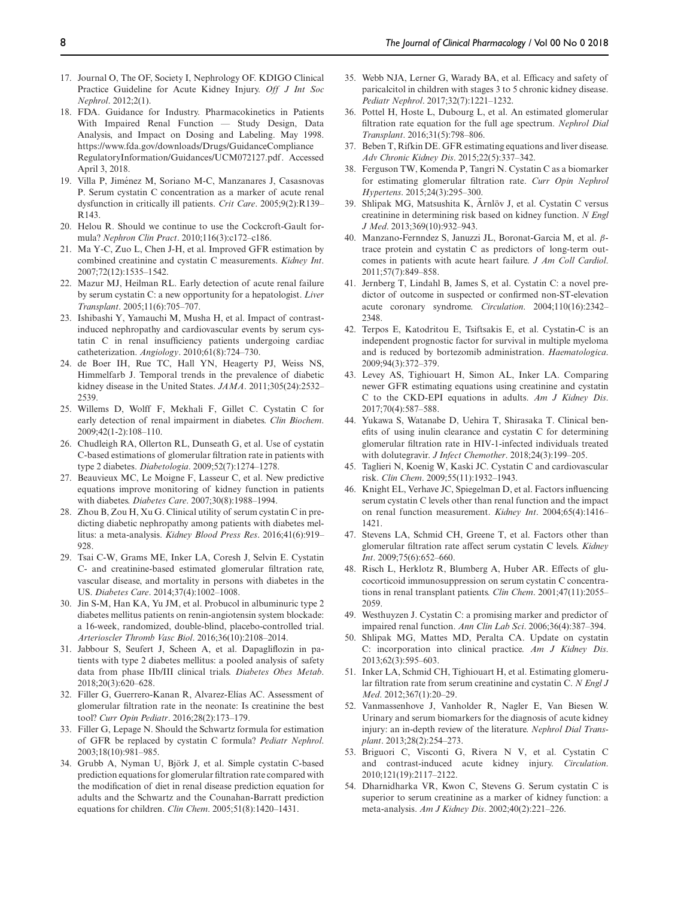17. Journal O, The OF, Society I, Nephrology OF. KDIGO Clinical Practice Guideline for Acute Kidney Injury. *Off J Int Soc Nephrol*. 2012;2(1).
18. FDA. Guidance for Industry. Pharmacokinetics in Patients With Impaired Renal Function — Study Design, Data Analysis, and Impact on Dosing and Labeling. May 1998. https://www.fda.gov/downloads/Drugs/GuidanceCompliance RegulatoryInformation/Guidances/UCM072127.pdf. Accessed April 3, 2018.
19. Villa P, Jiménez M, Soriano M-C, Manzanares J, Casasnovas P. Serum cystatin C concentration as a marker of acute renal dysfunction in critically ill patients. *Crit Care*. 2005;9(2):R139–R143.
20. Helou R. Should we continue to use the Cockcroft-Gault formula? *Nephron Clin Pract*. 2010;116(3):c172–c186.
21. Ma Y-C, Zuo L, Chen J-H, et al. Improved GFR estimation by combined creatinine and cystatin C measurements. *Kidney Int*. 2007;72(12):1535–1542.
22. Mazur MJ, Heilman RL. Early detection of acute renal failure by serum cystatin C: a new opportunity for a hepatologist. *Liver Transplant*. 2005;11(6):705–707.
23. Ishibashi Y, Yamauchi M, Musha H, et al. Impact of contrast-induced nephropathy and cardiovascular events by serum cystatin C in renal insufficiency patients undergoing cardiac catheterization. *Angiology*. 2010;61(8):724–730.
24. de Boer IH, Rue TC, Hall YN, Heagerty PJ, Weiss NS, Himmelfarb J. Temporal trends in the prevalence of diabetic kidney disease in the United States. *JAMA*. 2011;305(24):2532–2539.
25. Willems D, Wolff F, Mekhali F, Gillet C. Cystatin C for early detection of renal impairment in diabetes. *Clin Biochem*. 2009;42(1-2):108–110.
26. Chudleigh RA, Ollerton RL, Dunseath G, et al. Use of cystatin C-based estimations of glomerular filtration rate in patients with type 2 diabetes. *Diabetologia*. 2009;52(7):1274–1278.
27. Beauvieux MC, Le Moigne F, Lasseur C, et al. New predictive equations improve monitoring of kidney function in patients with diabetes. *Diabetes Care*. 2007;30(8):1988–1994.
28. Zhou B, Zou H, Xu G. Clinical utility of serum cystatin C in predicting diabetic nephropathy among patients with diabetes mellitus: a meta-analysis. *Kidney Blood Press Res*. 2016;41(6):919–928.
29. Tsai C-W, Grams ME, Inker LA, Coresh J, Selvin E. Cystatin C- and creatinine-based estimated glomerular filtration rate, vascular disease, and mortality in persons with diabetes in the US. *Diabetes Care*. 2014;37(4):1002–1008.
30. Jin S-M, Han KA, Yu JM, et al. Probucol in albuminuric type 2 diabetes mellitus patients on renin-angiotensin system blockade: a 16-week, randomized, double-blind, placebo-controlled trial. *Arterioscler Thromb Vasc Biol*. 2016;36(10):2108–2014.
31. Jabbour S, Seufert J, Scheen A, et al. Dapagliflozin in patients with type 2 diabetes mellitus: a pooled analysis of safety data from phase IIb/III clinical trials. *Diabetes Obes Metab*. 2018;20(3):620–628.
32. Filler G, Guerrero-Kanan R, Alvarez-Elías AC. Assessment of glomerular filtration rate in the neonate: Is creatinine the best tool? *Curr Opin Pediatr*. 2016;28(2):173–179.
33. Filler G, Lepage N. Should the Schwartz formula for estimation of GFR be replaced by cystatin C formula? *Pediatr Nephrol*. 2003;18(10):981–985.
34. Grubb A, Nyman U, Björk J, et al. Simple cystatin C-based prediction equations for glomerular filtration rate compared with the modification of diet in renal disease prediction equation for adults and the Schwartz and the Counahan-Barratt prediction equations for children. *Clin Chem*. 2005;51(8):1420–1431.
35. Webb NJA, Lerner G, Warady BA, et al. Efficacy and safety of paricalcitol in children with stages 3 to 5 chronic kidney disease. *Pediatr Nephrol*. 2017;32(7):1221–1232.
36. Pottel H, Hoste L, Dubourg L, et al. An estimated glomerular filtration rate equation for the full age spectrum. *Nephrol Dial Transplant*. 2016;31(5):798–806.
37. Beben T, Rifkin DE. GFR estimating equations and liver disease. *Adv Chronic Kidney Dis*. 2015;22(5):337–342.
38. Ferguson TW, Komenda P, Tangri N. Cystatin C as a biomarker for estimating glomerular filtration rate. *Curr Opin Nephrol Hypertens*. 2015;24(3):295–300.
39. Shlipak MG, Matsushita K, Ärnlöv J, et al. Cystatin C versus creatinine in determining risk based on kidney function. *N Engl J Med*. 2013;369(10):932–943.
40. Manzano-Fernndez S, Januzzi JL, Boronat-Garcia M, et al. β-trace protein and cystatin C as predictors of long-term outcomes in patients with acute heart failure. *J Am Coll Cardiol*. 2011;57(7):849–858.
41. Jernberg T, Lindahl B, James S, et al. Cystatin C: a novel predictor of outcome in suspected or confirmed non-ST-elevation acute coronary syndrome. *Circulation*. 2004;110(16):2342–2348.
42. Terpos E, Katodritou E, Tsiftsakis E, et al. Cystatin-C is an independent prognostic factor for survival in multiple myeloma and is reduced by bortezomib administration. *Haematologica*. 2009;94(3):372–379.
43. Levey AS, Tighiouart H, Simon AL, Inker LA. Comparing newer GFR estimating equations using creatinine and cystatin C to the CKD-EPI equations in adults. *Am J Kidney Dis*. 2017;70(4):587–588.
44. Yukawa S, Watanabe D, Uehira T, Shirasaka T. Clinical benefits of using inulin clearance and cystatin C for determining glomerular filtration rate in HIV-1-infected individuals treated with dolutegravir. *J Infect Chemother*. 2018;24(3):199–205.
45. Taglieri N, Koenig W, Kaski JC. Cystatin C and cardiovascular risk. *Clin Chem*. 2009;55(11):1932–1943.
46. Knight EL, Verhave JC, Spiegelman D, et al. Factors influencing serum cystatin C levels other than renal function and the impact on renal function measurement. *Kidney Int*. 2004;65(4):1416–1421.
47. Stevens LA, Schmid CH, Greene T, et al. Factors other than glomerular filtration rate affect serum cystatin C levels. *Kidney Int*. 2009;75(6):652–660.
48. Risch L, Herklotz R, Blumberg A, Huber AR. Effects of glucocorticoid immunosuppression on serum cystatin C concentrations in renal transplant patients. *Clin Chem*. 2001;47(11):2055–2059.
49. Westhuyzen J. Cystatin C: a promising marker and predictor of impaired renal function. *Ann Clin Lab Sci*. 2006;36(4):387–394.
50. Shlipak MG, Mattes MD, Peralta CA. Update on cystatin C: incorporation into clinical practice. *Am J Kidney Dis*. 2013;62(3):595–603.
51. Inker LA, Schmid CH, Tighiouart H, et al. Estimating glomerular filtration rate from serum creatinine and cystatin C. *N Engl J Med*. 2012;367(1):20–29.
52. Vanmassenhove J, Vanholder R, Nagler E, Van Biesen W. Urinary and serum biomarkers for the diagnosis of acute kidney injury: an in-depth review of the literature. *Nephrol Dial Transplant*. 2013;28(2):254–273.
53. Briguori C, Visconti G, Rivera N V, et al. Cystatin C and contrast-induced acute kidney injury. *Circulation*. 2010;121(19):2117–2122.
54. Dharnidharka VR, Kwon C, Stevens G. Serum cystatin C is superior to serum creatinine as a marker of kidney function: a meta-analysis. *Am J Kidney Dis*. 2002;40(2):221–226.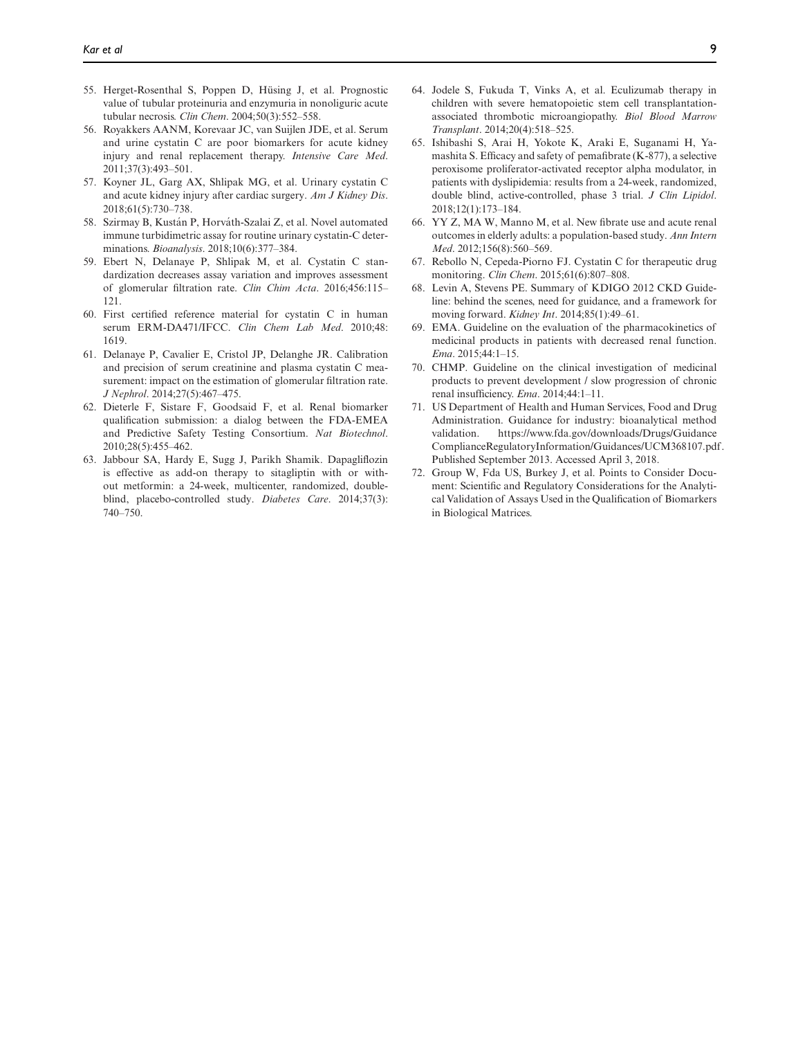55. Herget-Rosenthal S, Poppen D, Hüsing J, et al. Prognostic value of tubular proteinuria and enzymuria in nonoliguric acute tubular necrosis. *Clin Chem*. 2004;50(3):552–558.
56. Royakkers AANM, Korevaar JC, van Suijlen JDE, et al. Serum and urine cystatin C are poor biomarkers for acute kidney injury and renal replacement therapy. *Intensive Care Med*. 2011;37(3):493–501.
57. Koyner JL, Garg AX, Shlipak MG, et al. Urinary cystatin C and acute kidney injury after cardiac surgery. *Am J Kidney Dis*. 2018;61(5):730–738.
58. Szirmay B, Kustán P, Horváth-Szalai Z, et al. Novel automated immune turbidimetric assay for routine urinary cystatin-C determinations. *Bioanalysis*. 2018;10(6):377–384.
59. Ebert N, Delanaye P, Shlipak M, et al. Cystatin C standardization decreases assay variation and improves assessment of glomerular filtration rate. *Clin Chim Acta*. 2016;456:115–121.
60. First certified reference material for cystatin C in human serum ERM-DA471/IFCC. *Clin Chem Lab Med*. 2010;48:1619.
61. Delanaye P, Cavalier E, Cristol JP, Delanghe JR. Calibration and precision of serum creatinine and plasma cystatin C measurement: impact on the estimation of glomerular filtration rate. *J Nephrol*. 2014;27(5):467–475.
62. Dieterle F, Sistare F, Goodsaid F, et al. Renal biomarker qualification submission: a dialog between the FDA-EMEA and Predictive Safety Testing Consortium. *Nat Biotechnol*. 2010;28(5):455–462.
63. Jabbour SA, Hardy E, Sugg J, Parikh Shamik. Dapagliflozin is effective as add-on therapy to sitagliptin with or without metformin: a 24-week, multicenter, randomized, double-blind, placebo-controlled study. *Diabetes Care*. 2014;37(3):740–750.
64. Jodele S, Fukuda T, Vinks A, et al. Eculizumab therapy in children with severe hematopoietic stem cell transplantation-associated thrombotic microangiopathy. *Biol Blood Marrow Transplant*. 2014;20(4):518–525.
65. Ishibashi S, Arai H, Yokote K, Araki E, Suganami H, Yamashita S. Efficacy and safety of pemafibrate (K-877), a selective peroxisome proliferator-activated receptor alpha modulator, in patients with dyslipidemia: results from a 24-week, randomized, double blind, active-controlled, phase 3 trial. *J Clin Lipidol*. 2018;12(1):173–184.
66. YY Z, MA W, Manno M, et al. New fibrate use and acute renal outcomes in elderly adults: a population-based study. *Ann Intern Med*. 2012;156(8):560–569.
67. Rebollo N, Cepeda-Piorno FJ. Cystatin C for therapeutic drug monitoring. *Clin Chem*. 2015;61(6):807–808.
68. Levin A, Stevens PE. Summary of KDIGO 2012 CKD Guideline: behind the scenes, need for guidance, and a framework for moving forward. *Kidney Int*. 2014;85(1):49–61.
69. EMA. Guideline on the evaluation of the pharmacokinetics of medicinal products in patients with decreased renal function. *Ema*. 2015;44:1–15.
70. CHMP. Guideline on the clinical investigation of medicinal products to prevent development / slow progression of chronic renal insufficiency. *Ema*. 2014;44:1–11.
71. US Department of Health and Human Services, Food and Drug Administration. Guidance for industry: bioanalytical method validation. https://www.fda.gov/downloads/Drugs/GuidanceComplianceRegulatoryInformation/Guidances/UCM368107.pdf. Published September 2013. Accessed April 3, 2018.
72. Group W, Fda US, Burkey J, et al. Points to Consider Document: Scientific and Regulatory Considerations for the Analytical Validation of Assays Used in the Qualification of Biomarkers in Biological Matrices.